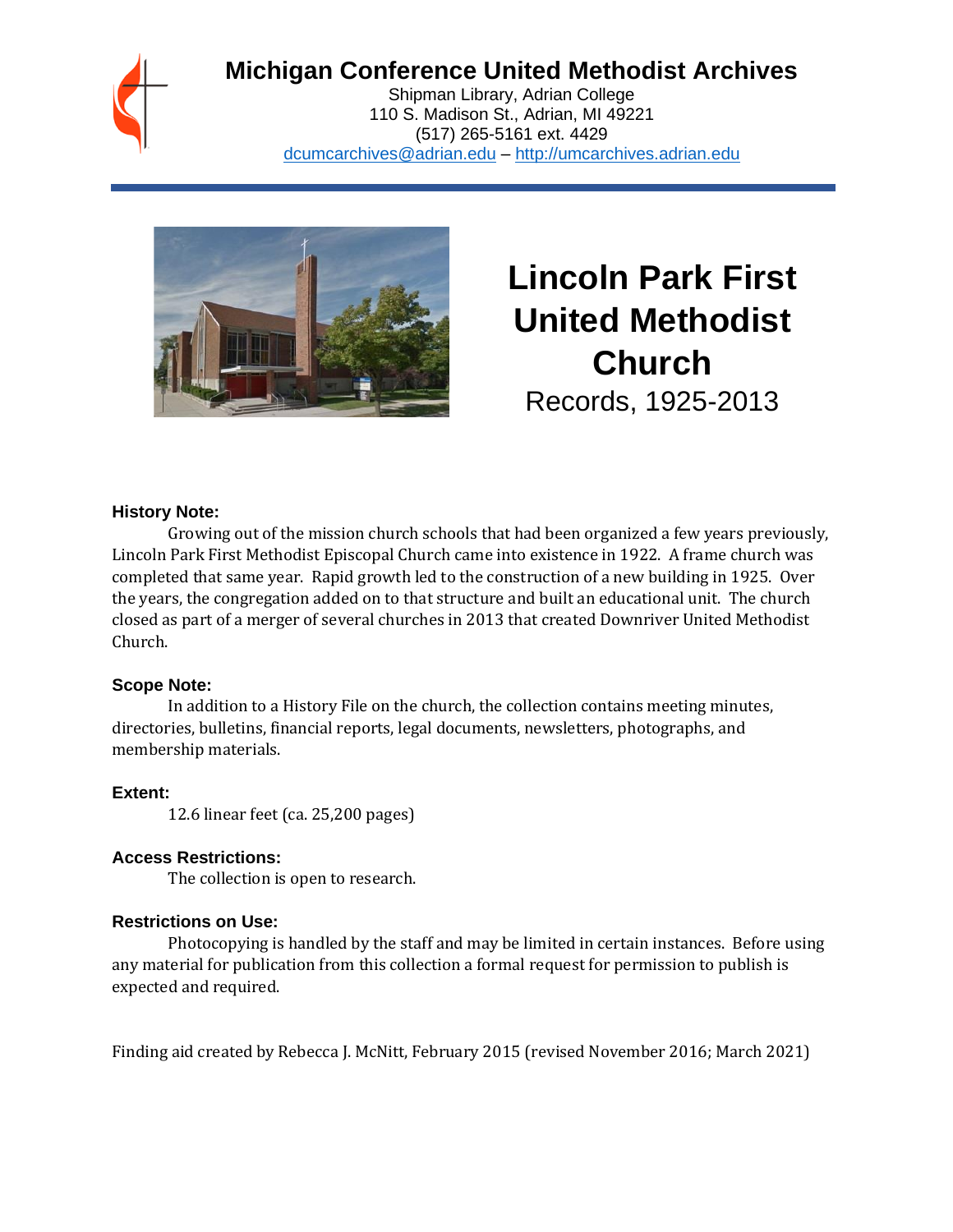# Michigan Conference United Methodist Archives

Shipman Library, Adrian College
110 S. Madison St., Adrian, MI 49221
(517) 265-5161 ext. 4429
dcumcarchives@adrian.edu – http://umcarchives.adrian.edu

# Lincoln Park First United Methodist Church

Records, 1925-2013

### History Note:

Growing out of the mission church schools that had been organized a few years previously, Lincoln Park First Methodist Episcopal Church came into existence in 1922. A frame church was completed that same year. Rapid growth led to the construction of a new building in 1925. Over the years, the congregation added on to that structure and built an educational unit. The church closed as part of a merger of several churches in 2013 that created Downriver United Methodist Church.

### Scope Note:

In addition to a History File on the church, the collection contains meeting minutes, directories, bulletins, financial reports, legal documents, newsletters, photographs, and membership materials.

### Extent:

12.6 linear feet (ca. 25,200 pages)

### Access Restrictions:

The collection is open to research.

### Restrictions on Use:

Photocopying is handled by the staff and may be limited in certain instances. Before using any material for publication from this collection a formal request for permission to publish is expected and required.

Finding aid created by Rebecca J. McNitt, February 2015 (revised November 2016; March 2021)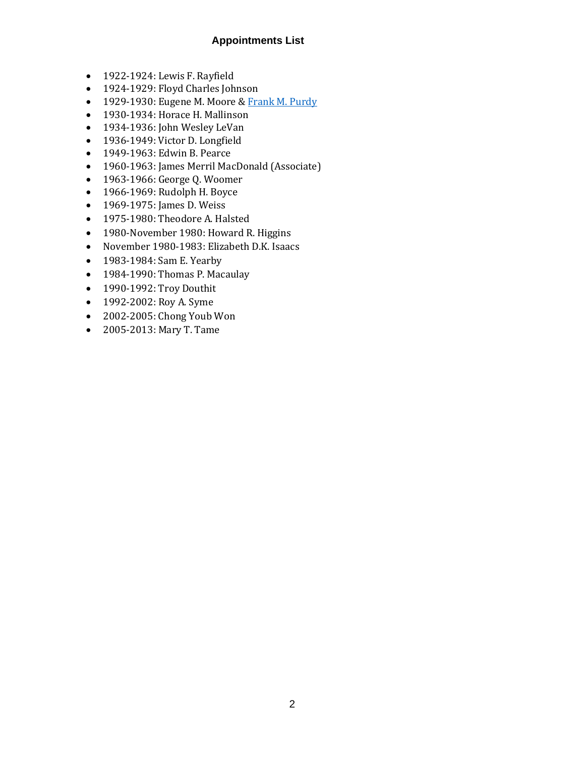# Appointments List

- 1922-1924: Lewis F. Rayfield
- 1924-1929: Floyd Charles Johnson
- 1929-1930: Eugene M. Moore & Frank M. Purdy
- 1930-1934: Horace H. Mallinson
- 1934-1936: John Wesley LeVan
- 1936-1949: Victor D. Longfield
- 1949-1963: Edwin B. Pearce
- 1960-1963: James Merril MacDonald (Associate)
- 1963-1966: George Q. Woomer
- 1966-1969: Rudolph H. Boyce
- 1969-1975: James D. Weiss
- 1975-1980: Theodore A. Halsted
- 1980-November 1980: Howard R. Higgins
- November 1980-1983: Elizabeth D.K. Isaacs
- 1983-1984: Sam E. Yearby
- 1984-1990: Thomas P. Macaulay
- 1990-1992: Troy Douthit
- 1992-2002: Roy A. Syme
- 2002-2005: Chong Youb Won
- 2005-2013: Mary T. Tame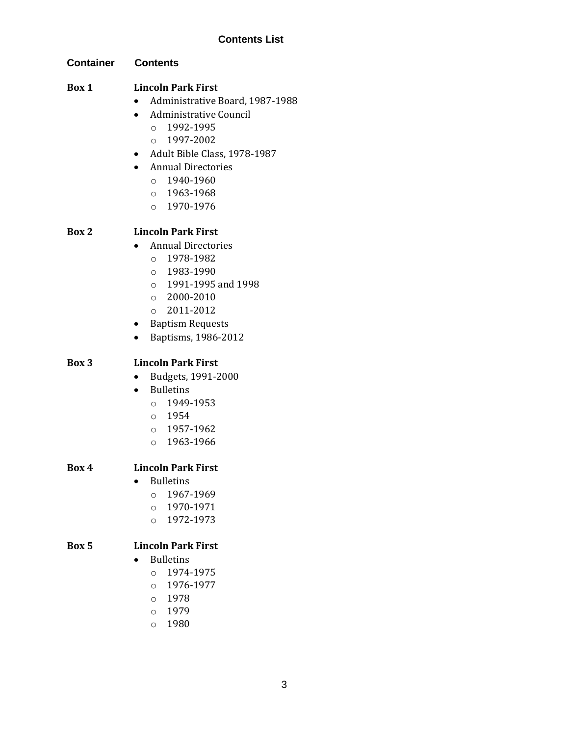## Contents List

**Container** **Contents**

**Box 1** **Lincoln Park First**

- Administrative Board, 1987-1988
- Administrative Council
  - 1992-1995
  - 1997-2002
- Adult Bible Class, 1978-1987
- Annual Directories
  - 1940-1960
  - 1963-1968
  - 1970-1976

**Box 2** **Lincoln Park First**

- Annual Directories
  - 1978-1982
  - 1983-1990
  - 1991-1995 and 1998
  - 2000-2010
  - 2011-2012
- Baptism Requests
- Baptisms, 1986-2012

**Box 3** **Lincoln Park First**

- Budgets, 1991-2000
- Bulletins
  - 1949-1953
  - 1954
  - 1957-1962
  - 1963-1966

**Box 4** **Lincoln Park First**

- Bulletins
  - 1967-1969
  - 1970-1971
  - 1972-1973

**Box 5** **Lincoln Park First**

- Bulletins
  - 1974-1975
  - 1976-1977
  - 1978
  - 1979
  - 1980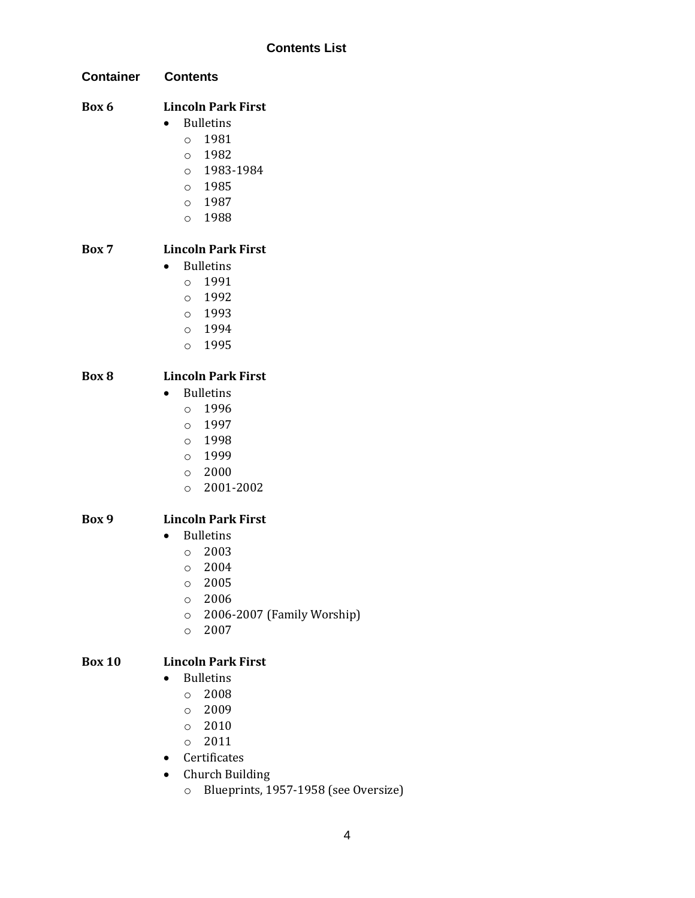## Contents List

**Container** **Contents**

**Box 6** **Lincoln Park First**

- Bulletins
  - 1981
  - 1982
  - 1983-1984
  - 1985
  - 1987
  - 1988

**Box 7** **Lincoln Park First**

- Bulletins
  - 1991
  - 1992
  - 1993
  - 1994
  - 1995

**Box 8** **Lincoln Park First**

- Bulletins
  - 1996
  - 1997
  - 1998
  - 1999
  - 2000
  - 2001-2002

**Box 9** **Lincoln Park First**

- Bulletins
  - 2003
  - 2004
  - 2005
  - 2006
  - 2006-2007 (Family Worship)
  - 2007

**Box 10** **Lincoln Park First**

- Bulletins
  - 2008
  - 2009
  - 2010
  - 2011
- Certificates
- Church Building
  - Blueprints, 1957-1958 (see Oversize)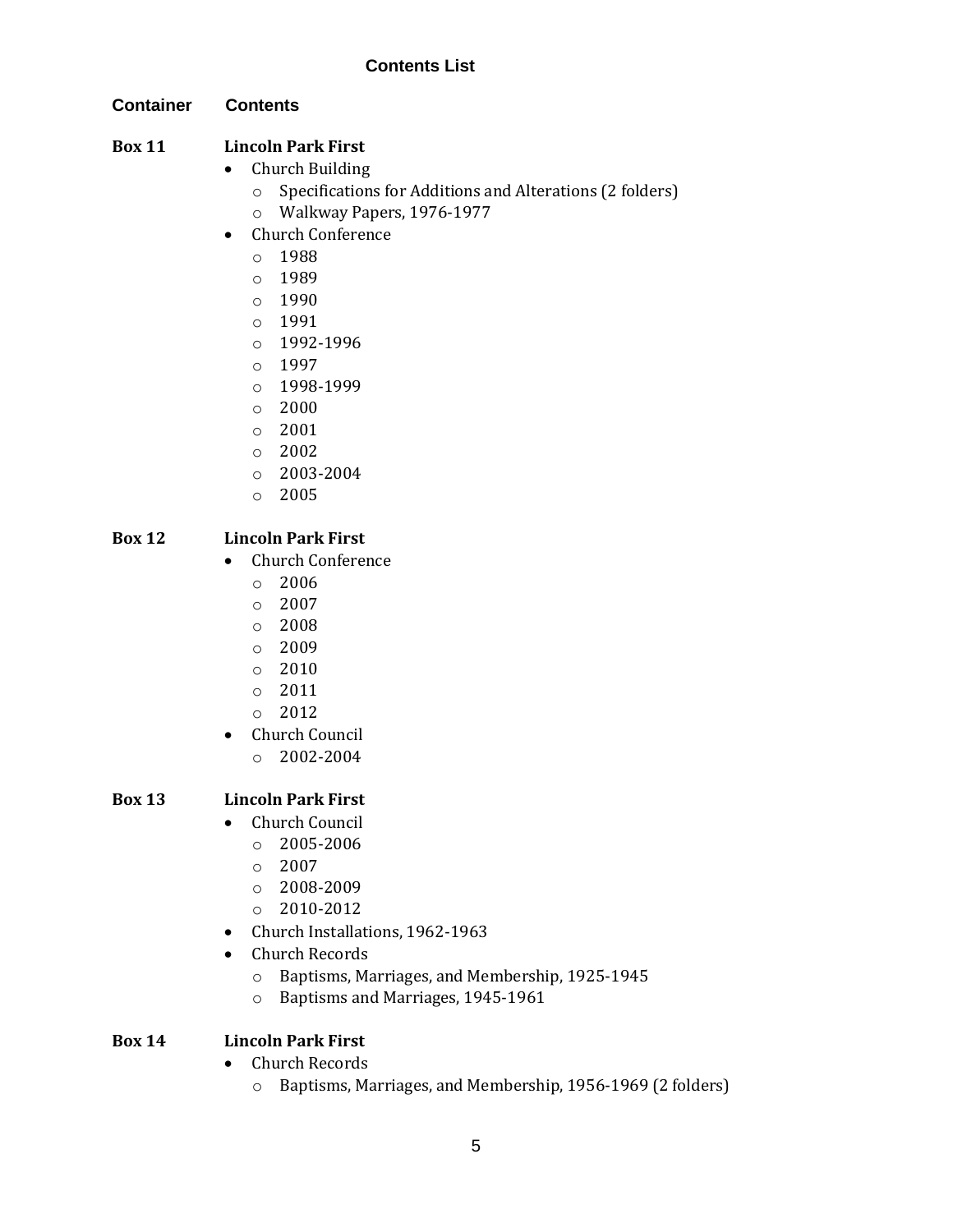## Contents List

**Container** **Contents**

**Box 11** **Lincoln Park First**

- Church Building
  - Specifications for Additions and Alterations (2 folders)
  - Walkway Papers, 1976-1977
- Church Conference
  - 1988
  - 1989
  - 1990
  - 1991
  - 1992-1996
  - 1997
  - 1998-1999
  - 2000
  - 2001
  - 2002
  - 2003-2004
  - 2005

**Box 12** **Lincoln Park First**

- Church Conference
  - 2006
  - 2007
  - 2008
  - 2009
  - 2010
  - 2011
  - 2012
- Church Council
  - 2002-2004

**Box 13** **Lincoln Park First**

- Church Council
  - 2005-2006
  - 2007
  - 2008-2009
  - 2010-2012
- Church Installations, 1962-1963
- Church Records
  - Baptisms, Marriages, and Membership, 1925-1945
  - Baptisms and Marriages, 1945-1961

**Box 14** **Lincoln Park First**

- Church Records
  - Baptisms, Marriages, and Membership, 1956-1969 (2 folders)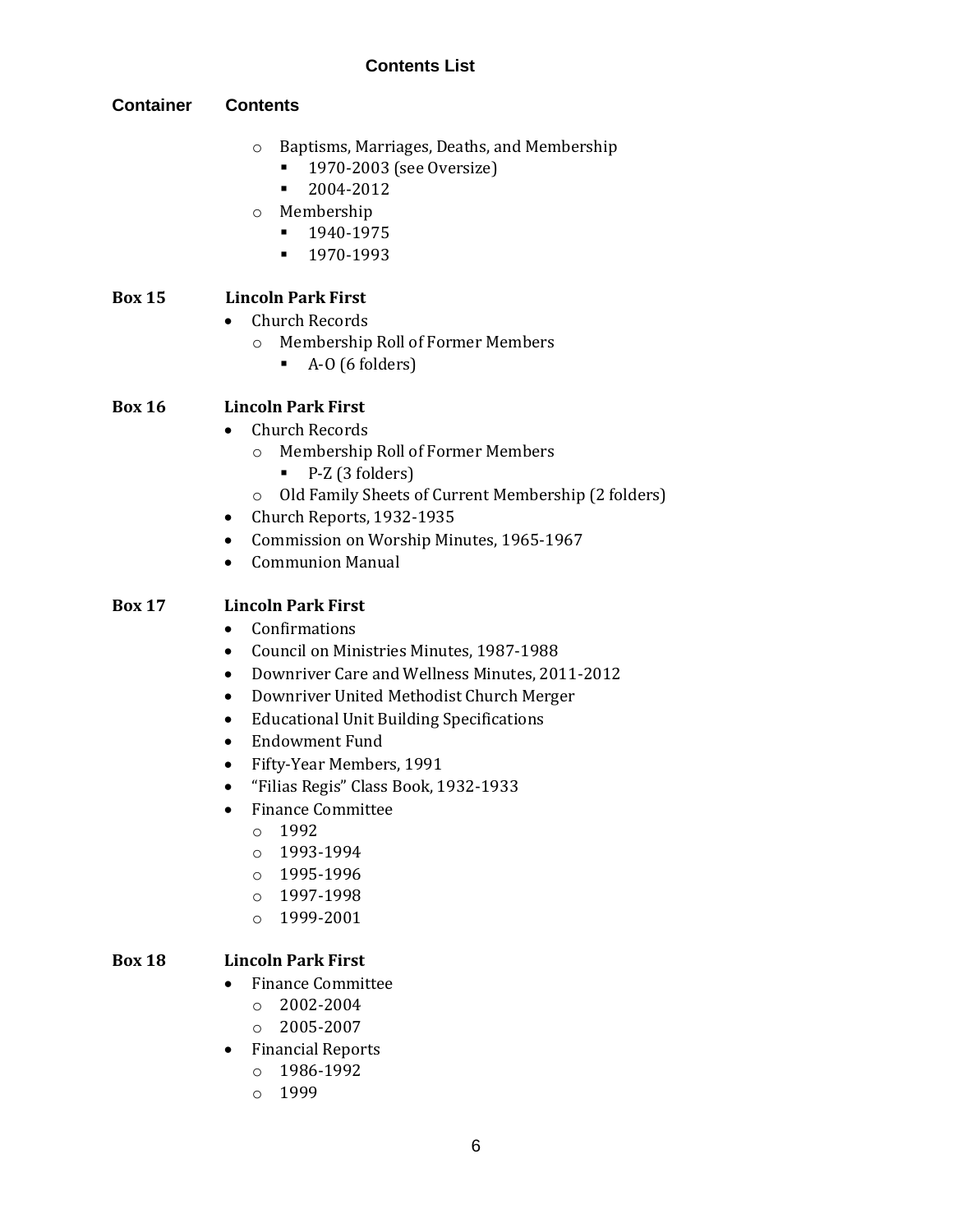**Contents List**

| Container | Contents |
|---|---|

- Baptisms, Marriages, Deaths, and Membership
  - 1970-2003 (see Oversize)
  - 2004-2012
- Membership
  - 1940-1975
  - 1970-1993

**Box 15** **Lincoln Park First**

- Church Records
  - Membership Roll of Former Members
    - A-O (6 folders)

**Box 16** **Lincoln Park First**

- Church Records
  - Membership Roll of Former Members
    - P-Z (3 folders)
  - Old Family Sheets of Current Membership (2 folders)
- Church Reports, 1932-1935
- Commission on Worship Minutes, 1965-1967
- Communion Manual

**Box 17** **Lincoln Park First**

- Confirmations
- Council on Ministries Minutes, 1987-1988
- Downriver Care and Wellness Minutes, 2011-2012
- Downriver United Methodist Church Merger
- Educational Unit Building Specifications
- Endowment Fund
- Fifty-Year Members, 1991
- "Filias Regis" Class Book, 1932-1933
- Finance Committee
  - 1992
  - 1993-1994
  - 1995-1996
  - 1997-1998
  - 1999-2001

**Box 18** **Lincoln Park First**

- Finance Committee
  - 2002-2004
  - 2005-2007
- Financial Reports
  - 1986-1992
  - 1999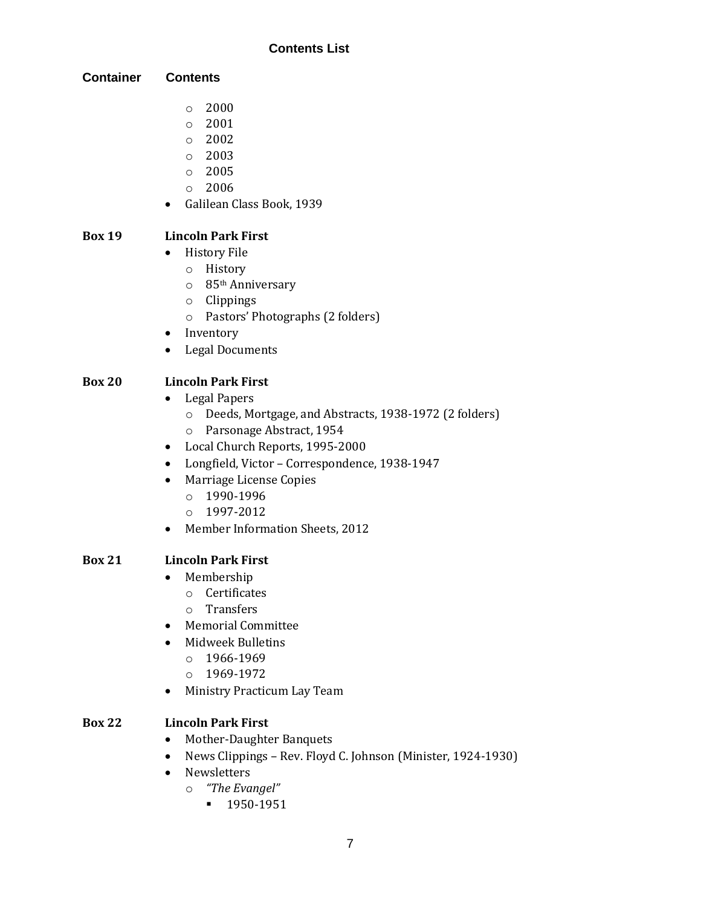**Contents List**

| Container | Contents |
|---|---|

- 
    - 2000
    - 2001
    - 2002
    - 2003
    - 2005
    - 2006
- Galilean Class Book, 1939

**Box 19** **Lincoln Park First**

- History File
    - History
    - 85th Anniversary
    - Clippings
    - Pastors' Photographs (2 folders)
- Inventory
- Legal Documents

**Box 20** **Lincoln Park First**

- Legal Papers
    - Deeds, Mortgage, and Abstracts, 1938-1972 (2 folders)
    - Parsonage Abstract, 1954
- Local Church Reports, 1995-2000
- Longfield, Victor – Correspondence, 1938-1947
- Marriage License Copies
    - 1990-1996
    - 1997-2012
- Member Information Sheets, 2012

**Box 21** **Lincoln Park First**

- Membership
    - Certificates
    - Transfers
- Memorial Committee
- Midweek Bulletins
    - 1966-1969
    - 1969-1972
- Ministry Practicum Lay Team

**Box 22** **Lincoln Park First**

- Mother-Daughter Banquets
- News Clippings – Rev. Floyd C. Johnson (Minister, 1924-1930)
- Newsletters
    - *"The Evangel"*
        - 1950-1951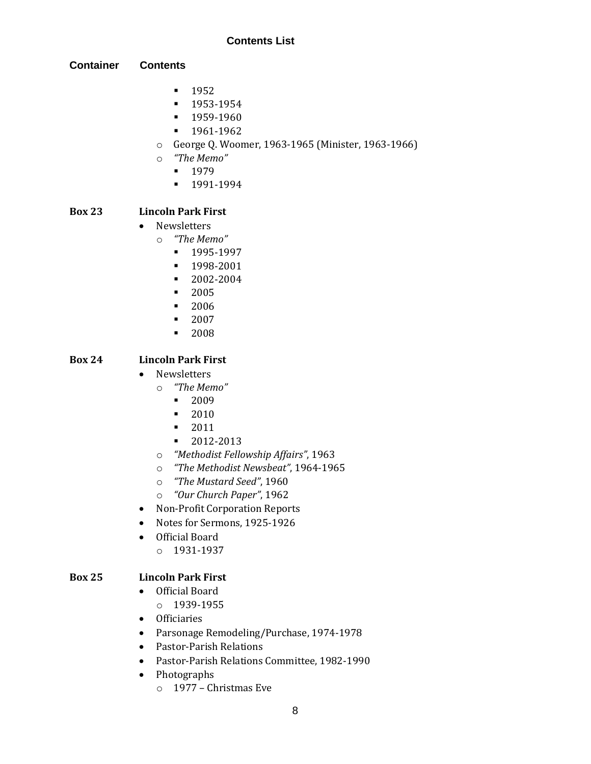### Contents List

**Container** **Contents**

    - 1952
    - 1953-1954
    - 1959-1960
    - 1961-1962
  - George Q. Woomer, 1963-1965 (Minister, 1963-1966)
  - *"The Memo"*
    - 1979
    - 1991-1994

**Box 23** **Lincoln Park First**

- Newsletters
  - *"The Memo"*
    - 1995-1997
    - 1998-2001
    - 2002-2004
    - 2005
    - 2006
    - 2007
    - 2008

**Box 24** **Lincoln Park First**

- Newsletters
  - *"The Memo"*
    - 2009
    - 2010
    - 2011
    - 2012-2013
  - *"Methodist Fellowship Affairs"*, 1963
  - *"The Methodist Newsbeat"*, 1964-1965
  - *"The Mustard Seed"*, 1960
  - *"Our Church Paper"*, 1962
- Non-Profit Corporation Reports
- Notes for Sermons, 1925-1926
- Official Board
  - 1931-1937

**Box 25** **Lincoln Park First**

- Official Board
  - 1939-1955
- Officiaries
- Parsonage Remodeling/Purchase, 1974-1978
- Pastor-Parish Relations
- Pastor-Parish Relations Committee, 1982-1990
- Photographs
  - 1977 – Christmas Eve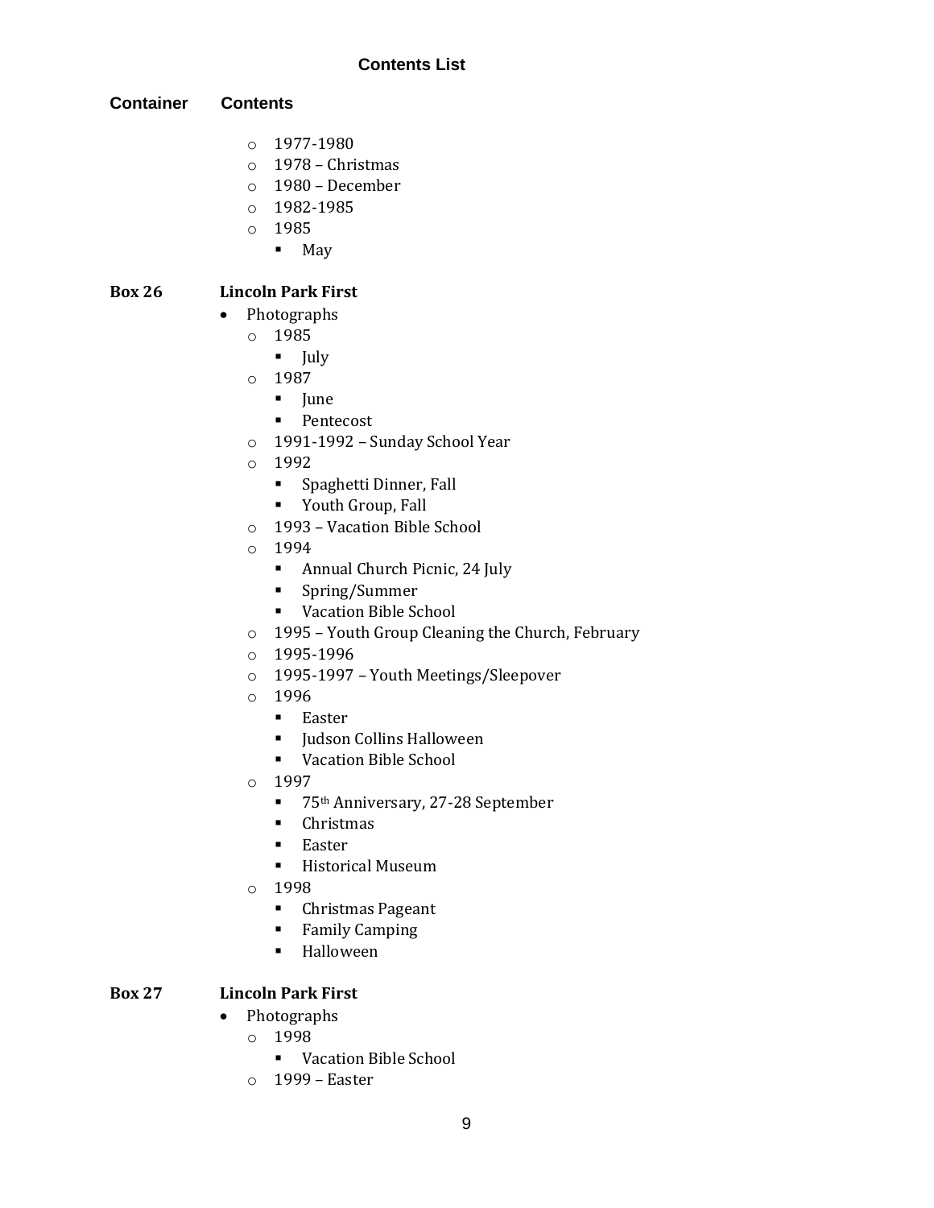**Contents List**

**Container** **Contents**

- 1977-1980
- 1978 – Christmas
- 1980 – December
- 1982-1985
- 1985
  - May

**Box 26** **Lincoln Park First**

- Photographs
  - 1985
    - July
  - 1987
    - June
    - Pentecost
  - 1991-1992 – Sunday School Year
  - 1992
    - Spaghetti Dinner, Fall
    - Youth Group, Fall
  - 1993 – Vacation Bible School
  - 1994
    - Annual Church Picnic, 24 July
    - Spring/Summer
    - Vacation Bible School
  - 1995 – Youth Group Cleaning the Church, February
  - 1995-1996
  - 1995-1997 – Youth Meetings/Sleepover
  - 1996
    - Easter
    - Judson Collins Halloween
    - Vacation Bible School
  - 1997
    - 75th Anniversary, 27-28 September
    - Christmas
    - Easter
    - Historical Museum
  - 1998
    - Christmas Pageant
    - Family Camping
    - Halloween

**Box 27** **Lincoln Park First**

- Photographs
  - 1998
    - Vacation Bible School
  - 1999 – Easter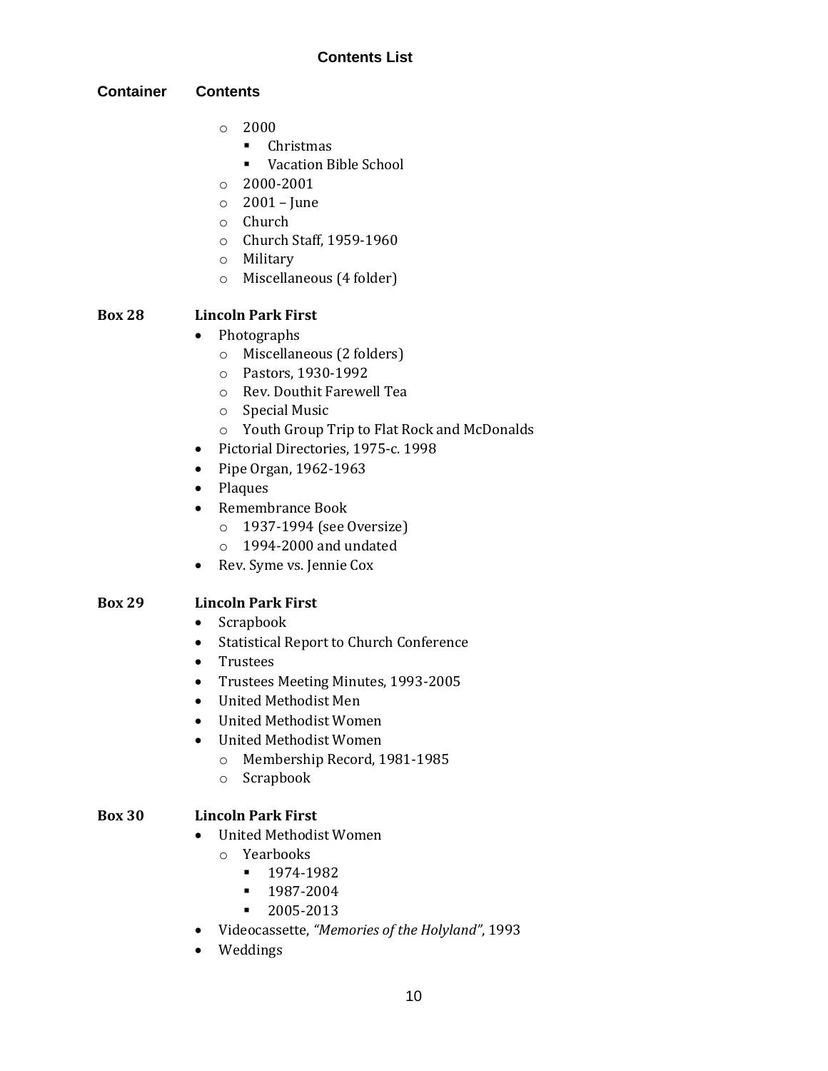**Contents List**

**Container** **Contents**

- 2000
  - Christmas
  - Vacation Bible School
- 2000-2001
- 2001 – June
- Church
- Church Staff, 1959-1960
- Military
- Miscellaneous (4 folder)

**Box 28** **Lincoln Park First**

- Photographs
  - Miscellaneous (2 folders)
  - Pastors, 1930-1992
  - Rev. Douthit Farewell Tea
  - Special Music
  - Youth Group Trip to Flat Rock and McDonalds
- Pictorial Directories, 1975-c. 1998
- Pipe Organ, 1962-1963
- Plaques
- Remembrance Book
  - 1937-1994 (see Oversize)
  - 1994-2000 and undated
- Rev. Syme vs. Jennie Cox

**Box 29** **Lincoln Park First**

- Scrapbook
- Statistical Report to Church Conference
- Trustees
- Trustees Meeting Minutes, 1993-2005
- United Methodist Men
- United Methodist Women
- United Methodist Women
  - Membership Record, 1981-1985
  - Scrapbook

**Box 30** **Lincoln Park First**

- United Methodist Women
  - Yearbooks
    - 1974-1982
    - 1987-2004
    - 2005-2013
- Videocassette, *"Memories of the Holyland"*, 1993
- Weddings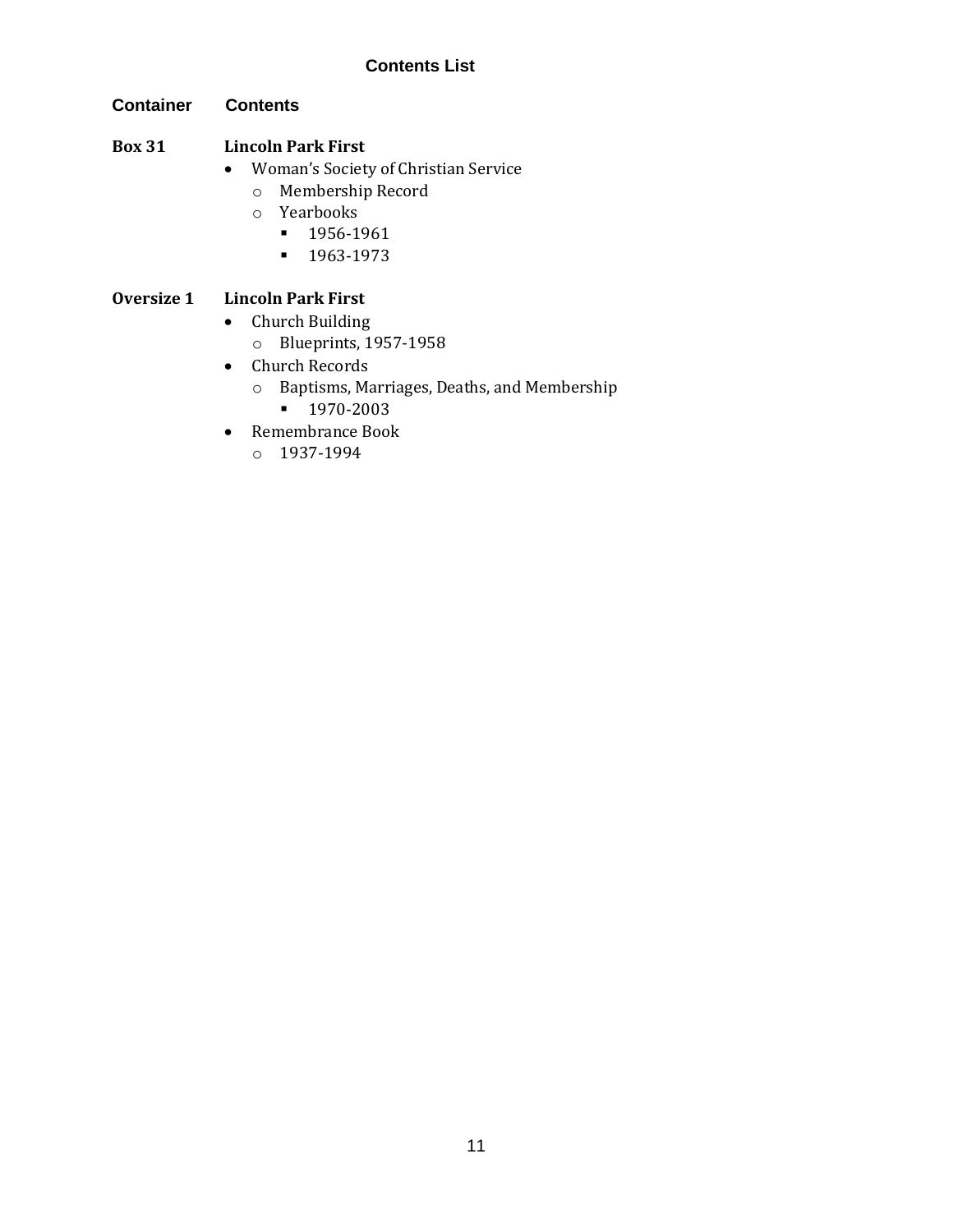## Contents List

**Container** **Contents**

**Box 31** **Lincoln Park First**

- Woman's Society of Christian Service
  - Membership Record
  - Yearbooks
    - 1956-1961
    - 1963-1973

**Oversize 1** **Lincoln Park First**

- Church Building
  - Blueprints, 1957-1958
- Church Records
  - Baptisms, Marriages, Deaths, and Membership
    - 1970-2003
- Remembrance Book
  - 1937-1994